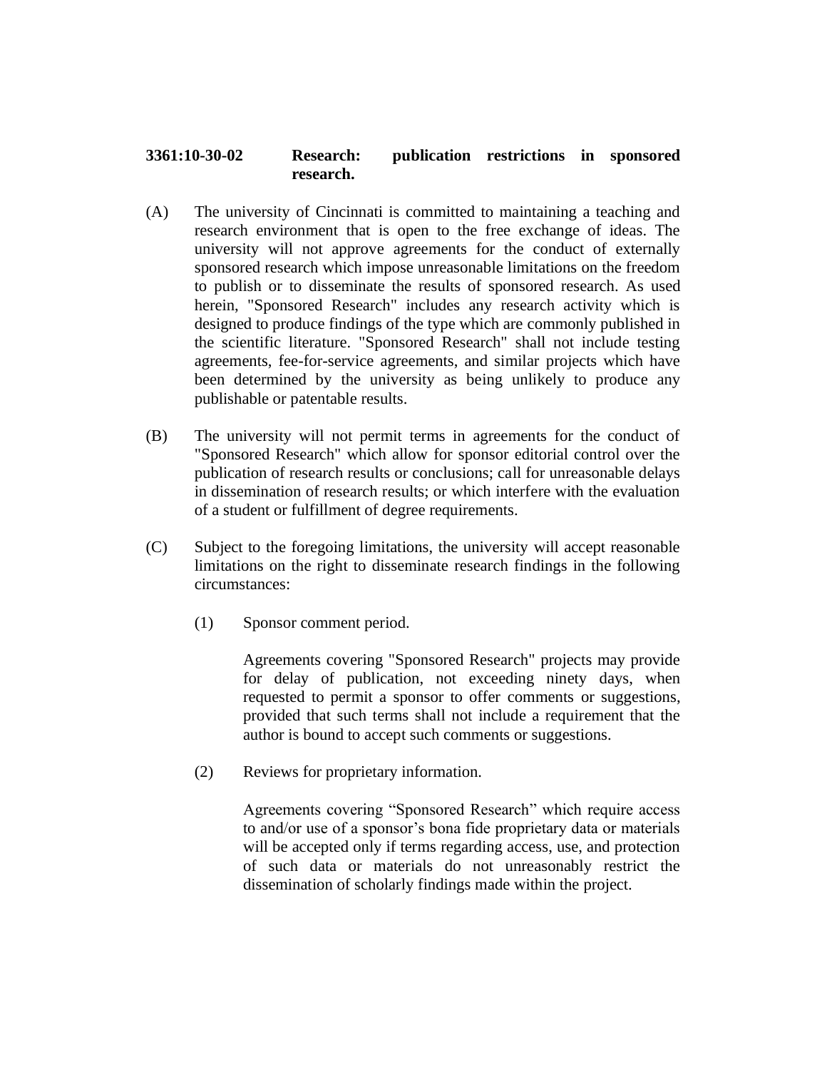**3361:10-30-02 Research: publication restrictions in sponsored research.**

(A) The university of Cincinnati is committed to maintaining a teaching and research environment that is open to the free exchange of ideas. The university will not approve agreements for the conduct of externally sponsored research which impose unreasonable limitations on the freedom to publish or to disseminate the results of sponsored research. As used herein, "Sponsored Research" includes any research activity which is designed to produce findings of the type which are commonly published in the scientific literature. "Sponsored Research" shall not include testing agreements, fee-for-service agreements, and similar projects which have been determined by the university as being unlikely to produce any publishable or patentable results.

(B) The university will not permit terms in agreements for the conduct of "Sponsored Research" which allow for sponsor editorial control over the publication of research results or conclusions; call for unreasonable delays in dissemination of research results; or which interfere with the evaluation of a student or fulfillment of degree requirements.

(C) Subject to the foregoing limitations, the university will accept reasonable limitations on the right to disseminate research findings in the following circumstances:

(1) Sponsor comment period.

Agreements covering "Sponsored Research" projects may provide for delay of publication, not exceeding ninety days, when requested to permit a sponsor to offer comments or suggestions, provided that such terms shall not include a requirement that the author is bound to accept such comments or suggestions.

(2) Reviews for proprietary information.

Agreements covering “Sponsored Research” which require access to and/or use of a sponsor’s bona fide proprietary data or materials will be accepted only if terms regarding access, use, and protection of such data or materials do not unreasonably restrict the dissemination of scholarly findings made within the project.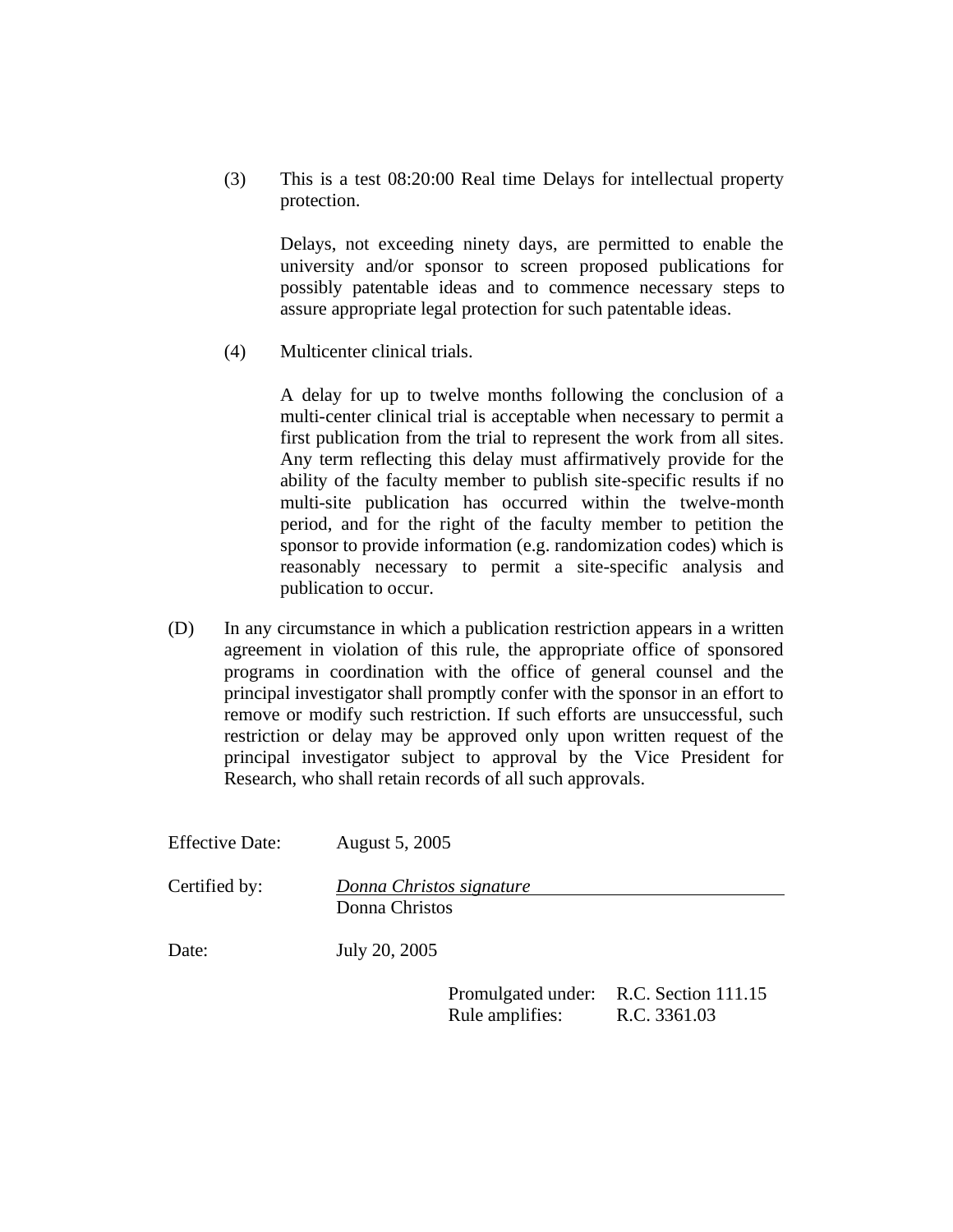(3) This is a test 08:20:00 Real time Delays for intellectual property protection.

Delays, not exceeding ninety days, are permitted to enable the university and/or sponsor to screen proposed publications for possibly patentable ideas and to commence necessary steps to assure appropriate legal protection for such patentable ideas.

(4) Multicenter clinical trials.

A delay for up to twelve months following the conclusion of a multi-center clinical trial is acceptable when necessary to permit a first publication from the trial to represent the work from all sites. Any term reflecting this delay must affirmatively provide for the ability of the faculty member to publish site-specific results if no multi-site publication has occurred within the twelve-month period, and for the right of the faculty member to petition the sponsor to provide information (e.g. randomization codes) which is reasonably necessary to permit a site-specific analysis and publication to occur.

(D) In any circumstance in which a publication restriction appears in a written agreement in violation of this rule, the appropriate office of sponsored programs in coordination with the office of general counsel and the principal investigator shall promptly confer with the sponsor in an effort to remove or modify such restriction. If such efforts are unsuccessful, such restriction or delay may be approved only upon written request of the principal investigator subject to approval by the Vice President for Research, who shall retain records of all such approvals.

Effective Date: August 5, 2005

Certified by: *Donna Christos signature*
Donna Christos

Date: July 20, 2005

Promulgated under: R.C. Section 111.15
Rule amplifies: R.C. 3361.03